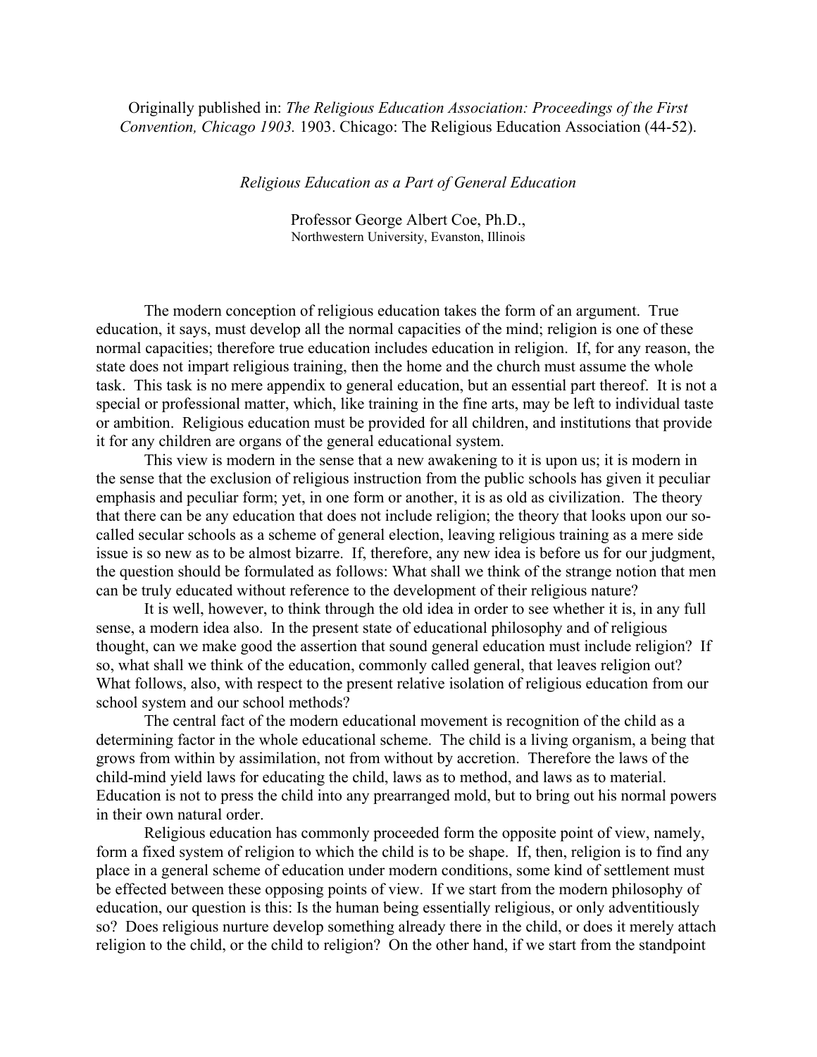Originally published in: *The Religious Education Association: Proceedings of the First Convention, Chicago 1903.* 1903. Chicago: The Religious Education Association (44-52).

*Religious Education as a Part of General Education*

Professor George Albert Coe, Ph.D.,
Northwestern University, Evanston, Illinois

The modern conception of religious education takes the form of an argument. True education, it says, must develop all the normal capacities of the mind; religion is one of these normal capacities; therefore true education includes education in religion. If, for any reason, the state does not impart religious training, then the home and the church must assume the whole task. This task is no mere appendix to general education, but an essential part thereof. It is not a special or professional matter, which, like training in the fine arts, may be left to individual taste or ambition. Religious education must be provided for all children, and institutions that provide it for any children are organs of the general educational system.

This view is modern in the sense that a new awakening to it is upon us; it is modern in the sense that the exclusion of religious instruction from the public schools has given it peculiar emphasis and peculiar form; yet, in one form or another, it is as old as civilization. The theory that there can be any education that does not include religion; the theory that looks upon our so-called secular schools as a scheme of general election, leaving religious training as a mere side issue is so new as to be almost bizarre. If, therefore, any new idea is before us for our judgment, the question should be formulated as follows: What shall we think of the strange notion that men can be truly educated without reference to the development of their religious nature?

It is well, however, to think through the old idea in order to see whether it is, in any full sense, a modern idea also. In the present state of educational philosophy and of religious thought, can we make good the assertion that sound general education must include religion? If so, what shall we think of the education, commonly called general, that leaves religion out? What follows, also, with respect to the present relative isolation of religious education from our school system and our school methods?

The central fact of the modern educational movement is recognition of the child as a determining factor in the whole educational scheme. The child is a living organism, a being that grows from within by assimilation, not from without by accretion. Therefore the laws of the child-mind yield laws for educating the child, laws as to method, and laws as to material. Education is not to press the child into any prearranged mold, but to bring out his normal powers in their own natural order.

Religious education has commonly proceeded form the opposite point of view, namely, form a fixed system of religion to which the child is to be shape. If, then, religion is to find any place in a general scheme of education under modern conditions, some kind of settlement must be effected between these opposing points of view. If we start from the modern philosophy of education, our question is this: Is the human being essentially religious, or only adventitiously so? Does religious nurture develop something already there in the child, or does it merely attach religion to the child, or the child to religion? On the other hand, if we start from the standpoint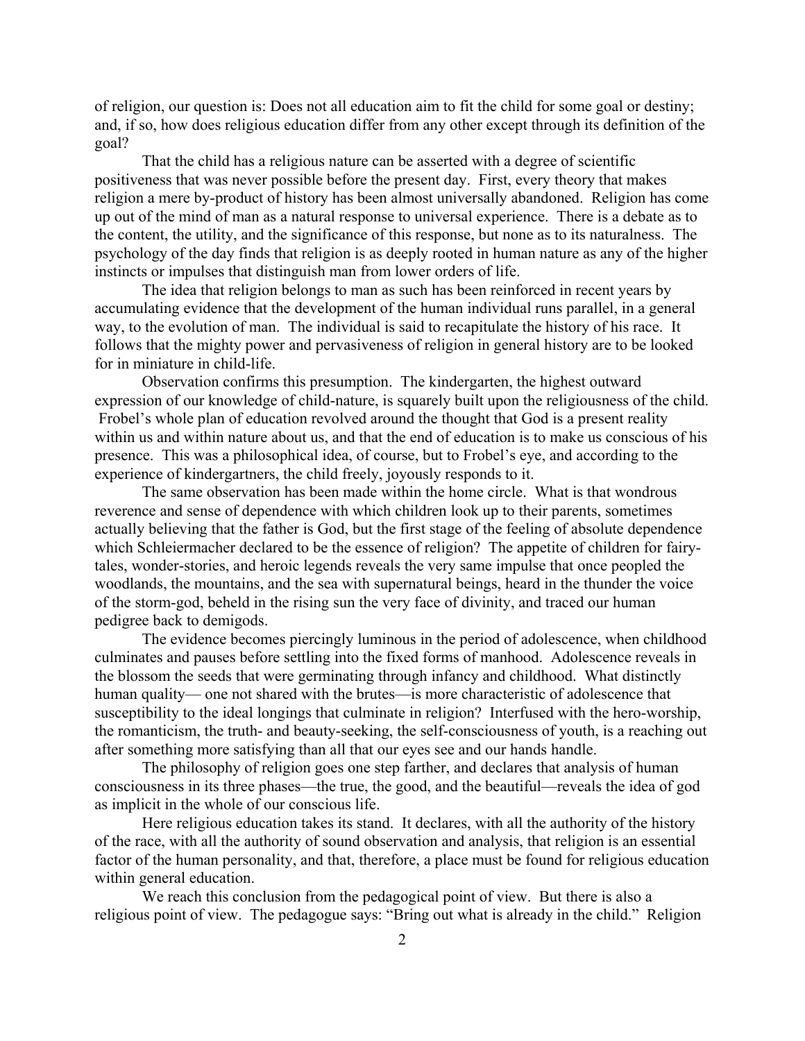of religion, our question is: Does not all education aim to fit the child for some goal or destiny; and, if so, how does religious education differ from any other except through its definition of the goal?

That the child has a religious nature can be asserted with a degree of scientific positiveness that was never possible before the present day. First, every theory that makes religion a mere by-product of history has been almost universally abandoned. Religion has come up out of the mind of man as a natural response to universal experience. There is a debate as to the content, the utility, and the significance of this response, but none as to its naturalness. The psychology of the day finds that religion is as deeply rooted in human nature as any of the higher instincts or impulses that distinguish man from lower orders of life.

The idea that religion belongs to man as such has been reinforced in recent years by accumulating evidence that the development of the human individual runs parallel, in a general way, to the evolution of man. The individual is said to recapitulate the history of his race. It follows that the mighty power and pervasiveness of religion in general history are to be looked for in miniature in child-life.

Observation confirms this presumption. The kindergarten, the highest outward expression of our knowledge of child-nature, is squarely built upon the religiousness of the child. Frobel's whole plan of education revolved around the thought that God is a present reality within us and within nature about us, and that the end of education is to make us conscious of his presence. This was a philosophical idea, of course, but to Frobel's eye, and according to the experience of kindergartners, the child freely, joyously responds to it.

The same observation has been made within the home circle. What is that wondrous reverence and sense of dependence with which children look up to their parents, sometimes actually believing that the father is God, but the first stage of the feeling of absolute dependence which Schleiermacher declared to be the essence of religion? The appetite of children for fairy-tales, wonder-stories, and heroic legends reveals the very same impulse that once peopled the woodlands, the mountains, and the sea with supernatural beings, heard in the thunder the voice of the storm-god, beheld in the rising sun the very face of divinity, and traced our human pedigree back to demigods.

The evidence becomes piercingly luminous in the period of adolescence, when childhood culminates and pauses before settling into the fixed forms of manhood. Adolescence reveals in the blossom the seeds that were germinating through infancy and childhood. What distinctly human quality— one not shared with the brutes—is more characteristic of adolescence that susceptibility to the ideal longings that culminate in religion? Interfused with the hero-worship, the romanticism, the truth- and beauty-seeking, the self-consciousness of youth, is a reaching out after something more satisfying than all that our eyes see and our hands handle.

The philosophy of religion goes one step farther, and declares that analysis of human consciousness in its three phases—the true, the good, and the beautiful—reveals the idea of god as implicit in the whole of our conscious life.

Here religious education takes its stand. It declares, with all the authority of the history of the race, with all the authority of sound observation and analysis, that religion is an essential factor of the human personality, and that, therefore, a place must be found for religious education within general education.

We reach this conclusion from the pedagogical point of view. But there is also a religious point of view. The pedagogue says: "Bring out what is already in the child." Religion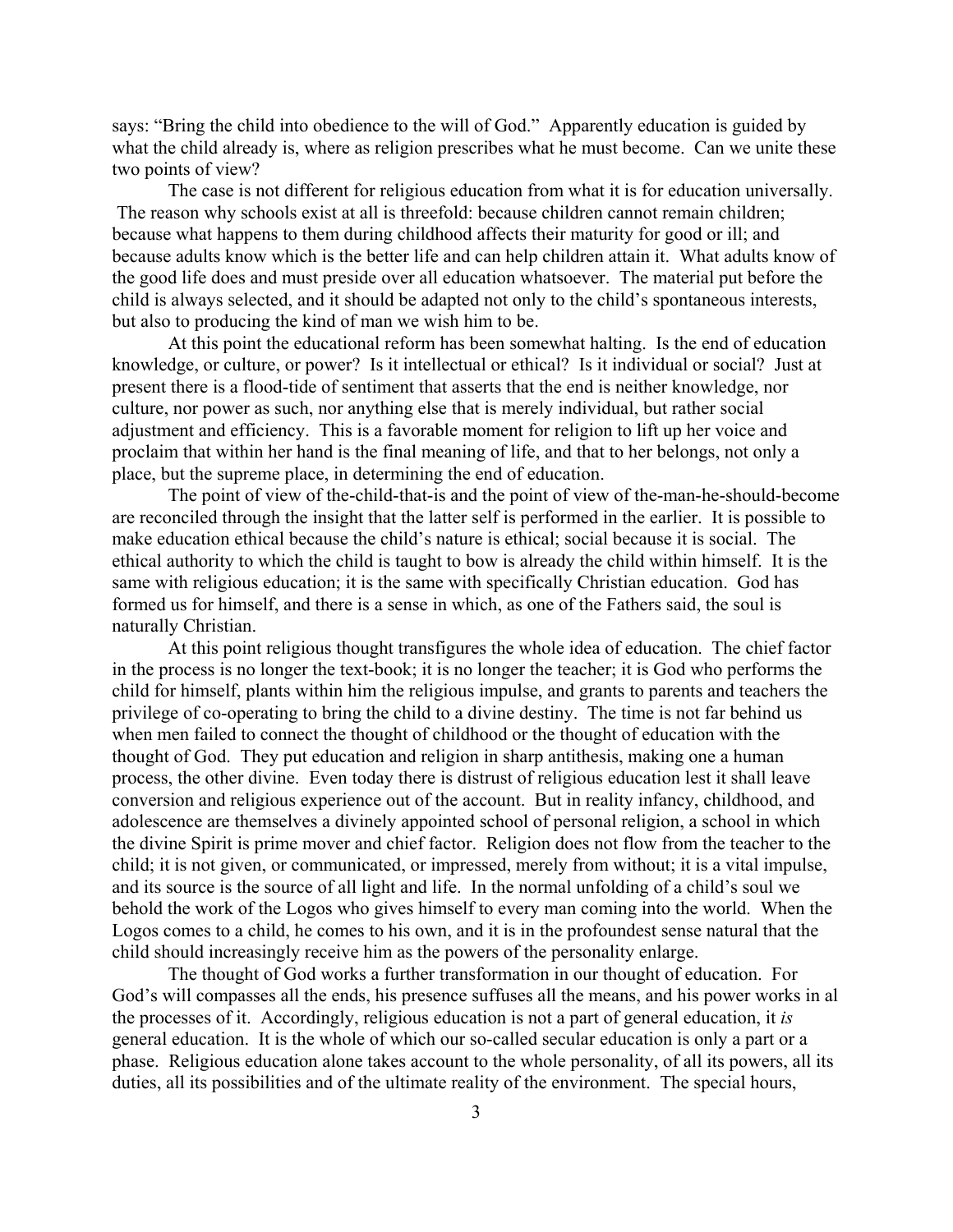says: "Bring the child into obedience to the will of God." Apparently education is guided by what the child already is, where as religion prescribes what he must become. Can we unite these two points of view?

The case is not different for religious education from what it is for education universally. The reason why schools exist at all is threefold: because children cannot remain children; because what happens to them during childhood affects their maturity for good or ill; and because adults know which is the better life and can help children attain it. What adults know of the good life does and must preside over all education whatsoever. The material put before the child is always selected, and it should be adapted not only to the child's spontaneous interests, but also to producing the kind of man we wish him to be.

At this point the educational reform has been somewhat halting. Is the end of education knowledge, or culture, or power? Is it intellectual or ethical? Is it individual or social? Just at present there is a flood-tide of sentiment that asserts that the end is neither knowledge, nor culture, nor power as such, nor anything else that is merely individual, but rather social adjustment and efficiency. This is a favorable moment for religion to lift up her voice and proclaim that within her hand is the final meaning of life, and that to her belongs, not only a place, but the supreme place, in determining the end of education.

The point of view of the-child-that-is and the point of view of the-man-he-should-become are reconciled through the insight that the latter self is performed in the earlier. It is possible to make education ethical because the child's nature is ethical; social because it is social. The ethical authority to which the child is taught to bow is already the child within himself. It is the same with religious education; it is the same with specifically Christian education. God has formed us for himself, and there is a sense in which, as one of the Fathers said, the soul is naturally Christian.

At this point religious thought transfigures the whole idea of education. The chief factor in the process is no longer the text-book; it is no longer the teacher; it is God who performs the child for himself, plants within him the religious impulse, and grants to parents and teachers the privilege of co-operating to bring the child to a divine destiny. The time is not far behind us when men failed to connect the thought of childhood or the thought of education with the thought of God. They put education and religion in sharp antithesis, making one a human process, the other divine. Even today there is distrust of religious education lest it shall leave conversion and religious experience out of the account. But in reality infancy, childhood, and adolescence are themselves a divinely appointed school of personal religion, a school in which the divine Spirit is prime mover and chief factor. Religion does not flow from the teacher to the child; it is not given, or communicated, or impressed, merely from without; it is a vital impulse, and its source is the source of all light and life. In the normal unfolding of a child's soul we behold the work of the Logos who gives himself to every man coming into the world. When the Logos comes to a child, he comes to his own, and it is in the profoundest sense natural that the child should increasingly receive him as the powers of the personality enlarge.

The thought of God works a further transformation in our thought of education. For God's will compasses all the ends, his presence suffuses all the means, and his power works in al the processes of it. Accordingly, religious education is not a part of general education, it *is* general education. It is the whole of which our so-called secular education is only a part or a phase. Religious education alone takes account to the whole personality, of all its powers, all its duties, all its possibilities and of the ultimate reality of the environment. The special hours,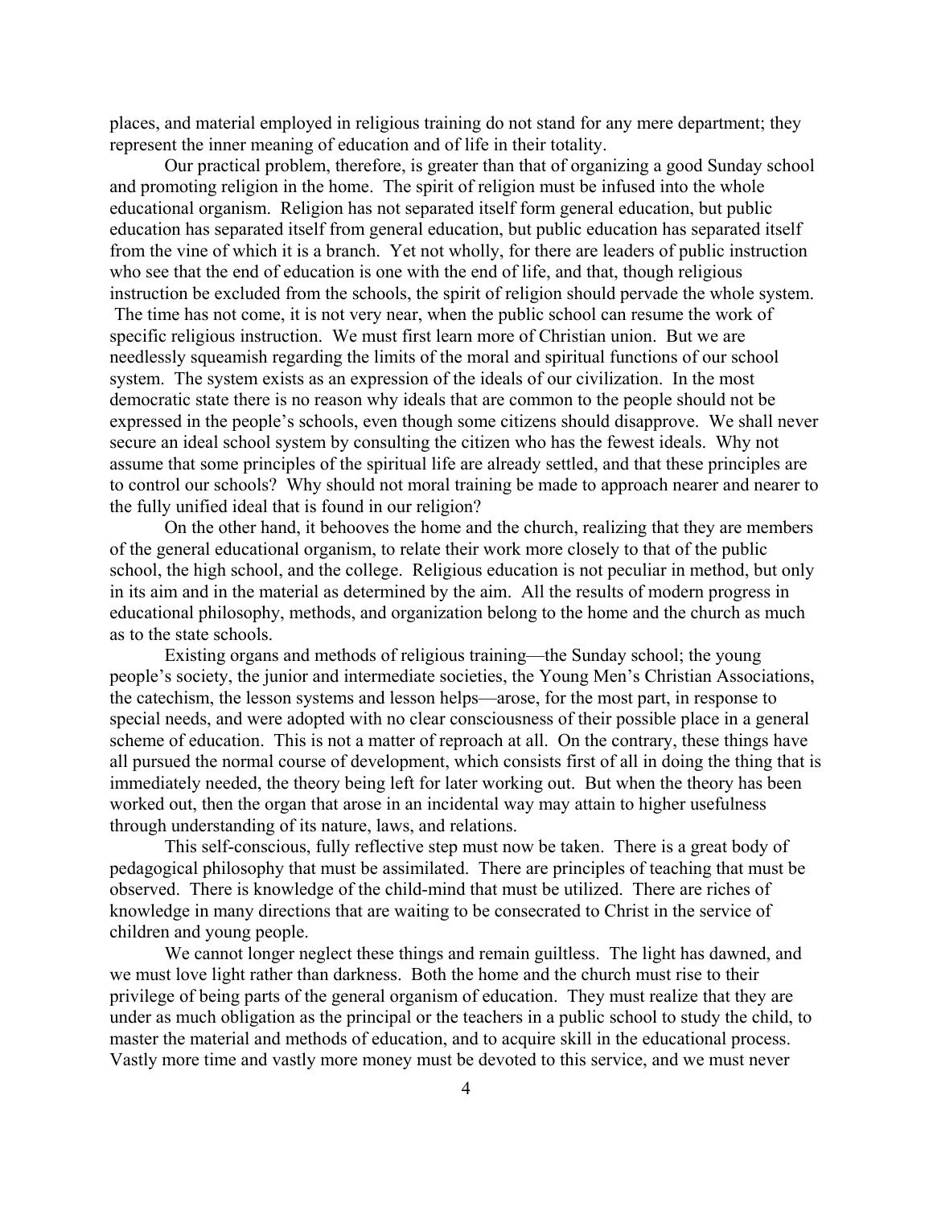places, and material employed in religious training do not stand for any mere department; they represent the inner meaning of education and of life in their totality.

Our practical problem, therefore, is greater than that of organizing a good Sunday school and promoting religion in the home. The spirit of religion must be infused into the whole educational organism. Religion has not separated itself form general education, but public education has separated itself from general education, but public education has separated itself from the vine of which it is a branch. Yet not wholly, for there are leaders of public instruction who see that the end of education is one with the end of life, and that, though religious instruction be excluded from the schools, the spirit of religion should pervade the whole system. The time has not come, it is not very near, when the public school can resume the work of specific religious instruction. We must first learn more of Christian union. But we are needlessly squeamish regarding the limits of the moral and spiritual functions of our school system. The system exists as an expression of the ideals of our civilization. In the most democratic state there is no reason why ideals that are common to the people should not be expressed in the people's schools, even though some citizens should disapprove. We shall never secure an ideal school system by consulting the citizen who has the fewest ideals. Why not assume that some principles of the spiritual life are already settled, and that these principles are to control our schools? Why should not moral training be made to approach nearer and nearer to the fully unified ideal that is found in our religion?

On the other hand, it behooves the home and the church, realizing that they are members of the general educational organism, to relate their work more closely to that of the public school, the high school, and the college. Religious education is not peculiar in method, but only in its aim and in the material as determined by the aim. All the results of modern progress in educational philosophy, methods, and organization belong to the home and the church as much as to the state schools.

Existing organs and methods of religious training—the Sunday school; the young people's society, the junior and intermediate societies, the Young Men's Christian Associations, the catechism, the lesson systems and lesson helps—arose, for the most part, in response to special needs, and were adopted with no clear consciousness of their possible place in a general scheme of education. This is not a matter of reproach at all. On the contrary, these things have all pursued the normal course of development, which consists first of all in doing the thing that is immediately needed, the theory being left for later working out. But when the theory has been worked out, then the organ that arose in an incidental way may attain to higher usefulness through understanding of its nature, laws, and relations.

This self-conscious, fully reflective step must now be taken. There is a great body of pedagogical philosophy that must be assimilated. There are principles of teaching that must be observed. There is knowledge of the child-mind that must be utilized. There are riches of knowledge in many directions that are waiting to be consecrated to Christ in the service of children and young people.

We cannot longer neglect these things and remain guiltless. The light has dawned, and we must love light rather than darkness. Both the home and the church must rise to their privilege of being parts of the general organism of education. They must realize that they are under as much obligation as the principal or the teachers in a public school to study the child, to master the material and methods of education, and to acquire skill in the educational process. Vastly more time and vastly more money must be devoted to this service, and we must never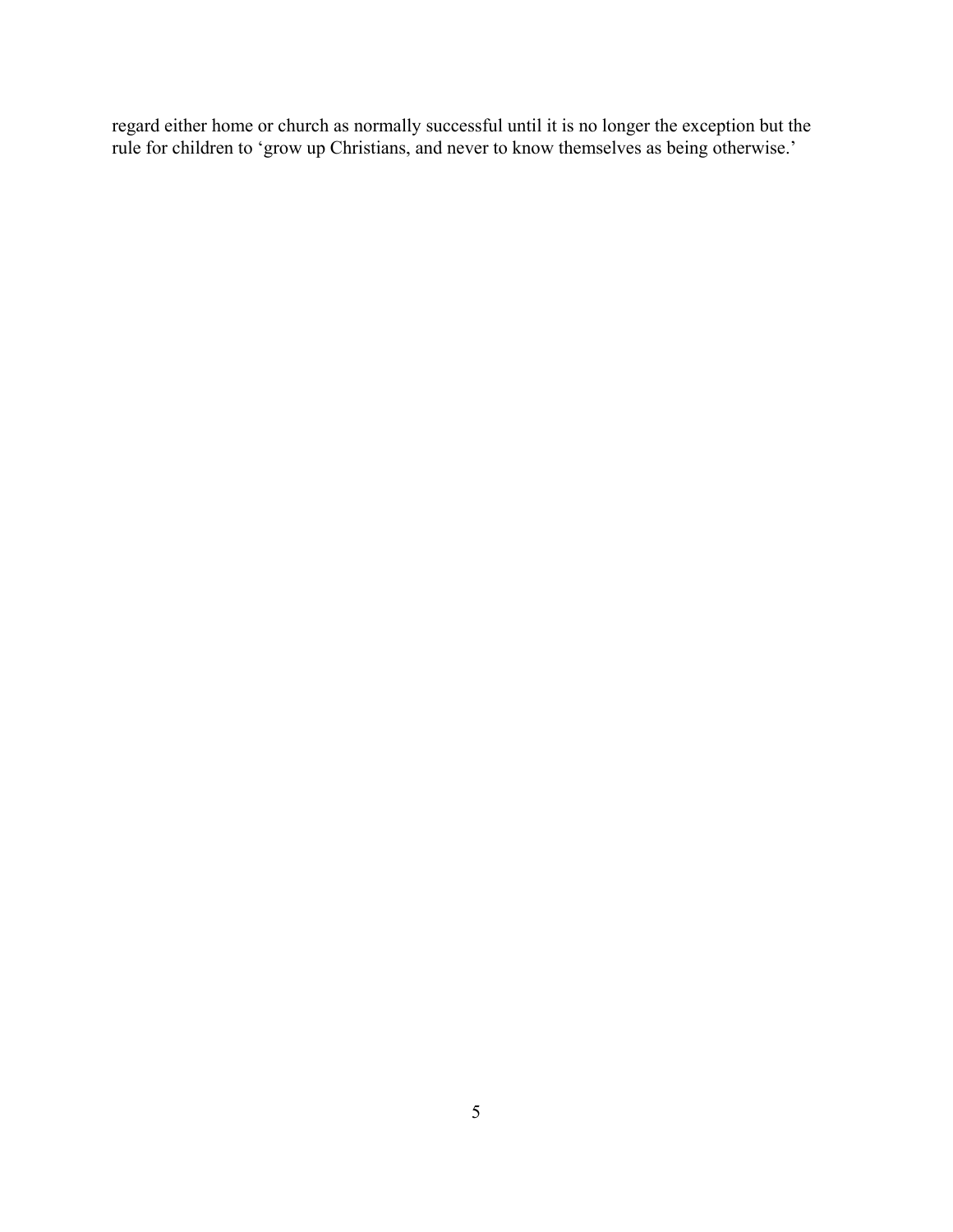regard either home or church as normally successful until it is no longer the exception but the rule for children to 'grow up Christians, and never to know themselves as being otherwise.'